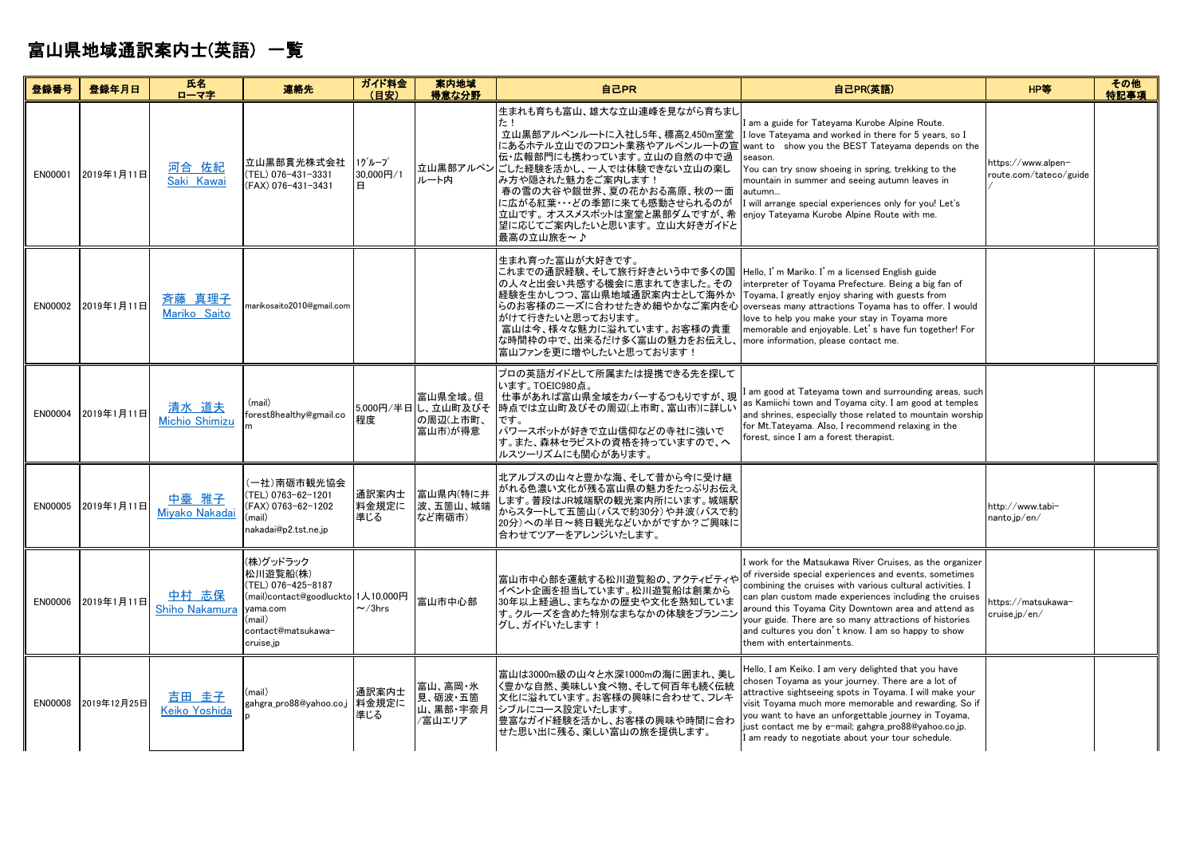# 富山県地域通訳案内士(英語) 一覧

| 登録番号 | 登録年月日 | 氏名<br>ローマ字 | 連絡先 | ガイド料金<br>(目安) | 案内地域<br>得意な分野 | 自己PR | 自己PR(英語) | HP等 | その他<br>特記事項 |
|---|---|---|---|---|---|---|---|---|---|
| EN00001 | 2019年1月11日 | 河合 佐紀<br>Saki Kawai | 立山黒部貫光株式会社<br>(TEL) 076-431-3331<br>(FAX) 076-431-3431 | 1グループ<br>30,000円/1日 | 立山黒部アルペンルート内 | 生まれも育ちも富山、雄大な立山連峰を見ながら育ちました！<br>立山黒部アルペンルートに入社し5年、標高2,450m室堂にあるホテル立山でのフロント業務やアルペンルートの宣伝・広報部門にも携わっています。立山の自然の中で過ごした経験を活かし、一人では体験できない立山の楽しみ方や隠された魅力をご案内します！<br>春の雪の大谷や銀世界、夏の花かおる高原、秋の一面に広がる紅葉・・・どの季節に来ても感動させられるのが立山です。オススメスポットは室堂と黒部ダムですが、希望に応じてご案内したいと思います。立山大好きガイドと最高の立山旅を～♪ | I am a guide for Tateyama Kurobe Alpine Route.<br>I love Tateyama and worked in there for 5 years, so I want to show you the BEST Tateyama depends on the season.<br>You can try snow shoeing in spring, trekking to the mountain in summer and seeing autumn leaves in autumn...<br>I will arrange special experiences only for you! Let's enjoy Tateyama Kurobe Alpine Route with me. | https://www.alpen-route.com/tateco/guide/ | |
| EN00002 | 2019年1月11日 | 斉藤 真理子<br>Mariko Saito | marikosaito2010@gmail.com | | | 生まれ育った富山が大好きです。<br>これまでの通訳経験、そして旅行好きという中で多くの国の人々と出会い共感する機会に恵まれてきました。その経験を生かしつつ、富山県地域通訳案内士として海外からのお客様のニーズに合わせたきめ細やかなご案内を心がけて行きたいと思っております。<br>富山は今、様々な魅力に溢れています。お客様の貴重な時間枠の中で、出来るだけ多く富山の魅力をお伝えし、富山ファンを更に増やしたいと思っております！ | Hello, I' m Mariko. I' m a licensed English guide interpreter of Toyama Prefecture. Being a big fan of Toyama, I greatly enjoy sharing with guests from overseas many attractions Toyama has to offer. I would love to help you make your stay in Toyama more memorable and enjoyable. Let' s have fun together! For more information, please contact me. | | |
| EN00004 | 2019年1月11日 | 清水 道夫<br>Michio Shimizu | (mail)<br>forest8healthy@gmail.com | 5,000円/半日程度 | 富山県全域。但し、立山町及びその周辺(上市町、富山市)が得意 | プロの英語ガイドとして所属または提携できる先を探しています。TOEIC980点。<br>仕事があれば富山県全域をカバーするつもりですが、現時点では立山町及びその周辺(上市町、富山市)に詳しいです。<br>パワースポットが好きで立山信仰などの寺社に強いです。また、森林セラピストの資格を持っていますので、ヘルスツーリズムにも関心があります。 | I am good at Tateyama town and surrounding areas, such as Kamiichi town and Toyama city. I am good at temples and shrines, especially those related to mountain worship for Mt.Tateyama. Also, I recommend relaxing in the forest, since I am a forest therapist. | | |
| EN00005 | 2019年1月11日 | 中臺 雅子<br>Miyako Nakadai | (一社)南砺市観光協会<br>(TEL) 0763-62-1201<br>(FAX) 0763-62-1202<br>(mail)<br>nakadai@p2.tst.ne.jp | 通訳案内士料金規定に準じる | 富山県内(特に井波、五箇山、城端など南砺市) | 北アルプスの山々と豊かな海、そして昔から今に受け継がれる色濃い文化が残る富山県の魅力をたっぷりお伝えします。普段はJR城端駅の観光案内所にいます。城端駅からスタートして五箇山(バスで約30分)や井波(バスで約20分)への半日～終日観光などいかがですか？ご興味に合わせてツアーをアレンジいたします。 | | http://www.tabi-nanto.jp/en/ | |
| EN00006 | 2019年1月11日 | 中村 志保<br>Shiho Nakamura | (株)グッドラック<br>松川遊覧船(株)<br>(TEL) 076-425-8187<br>(mail)contact@goodlucktoyama.com<br>(mail)<br>contact@matsukawa-cruise.jp | 1人10,000円～/3hrs | 富山市中心部 | 富山市中心部を運航する松川遊覧船の、アクティビティやイベント企画を担当しています。松川遊覧船は創業から30年以上経過し、まちなかの歴史や文化を熟知しています。クルーズを含めた特別なまちなかの体験をプランニングし、ガイドいたします！ | I work for the Matsukawa River Cruises, as the organizer of riverside special experiences and events, sometimes combining the cruises with various cultural activities. I can plan custom made experiences including the cruises around this Toyama City Downtown area and attend as your guide. There are so many attractions of histories and cultures you don' t know. I am so happy to show them with entertainments. | https://matsukawa-cruise.jp/en/ | |
| EN00008 | 2019年12月25日 | 吉田 圭子<br>Keiko Yoshida | (mail)<br>gahgra_pro88@yahoo.co.jp | 通訳案内士料金規定に準じる | 富山、高岡・氷見、砺波・五箇山、黒部・宇奈月/富山エリア | 富山は3000m級の山々と水深1000mの海に囲まれ、美しく豊かな自然、美味しい食べ物、そして何百年も続く伝統文化に溢れています。お客様の興味に合わせて、フレキシブルにコース設定いたします。<br>豊富なガイド経験を活かし、お客様の興味や時間に合わせた思い出に残る、楽しい富山の旅を提供します。 | Hello, I am Keiko. I am very delighted that you have chosen Toyama as your journey. There are a lot of attractive sightseeing spots in Toyama. I will make your visit Toyama much more memorable and rewarding. So if you want to have an unforgettable journey in Toyama, just contact me by e-mail; gahgra_pro88@yahoo.co.jp.<br>I am ready to negotiate about your tour schedule. | | |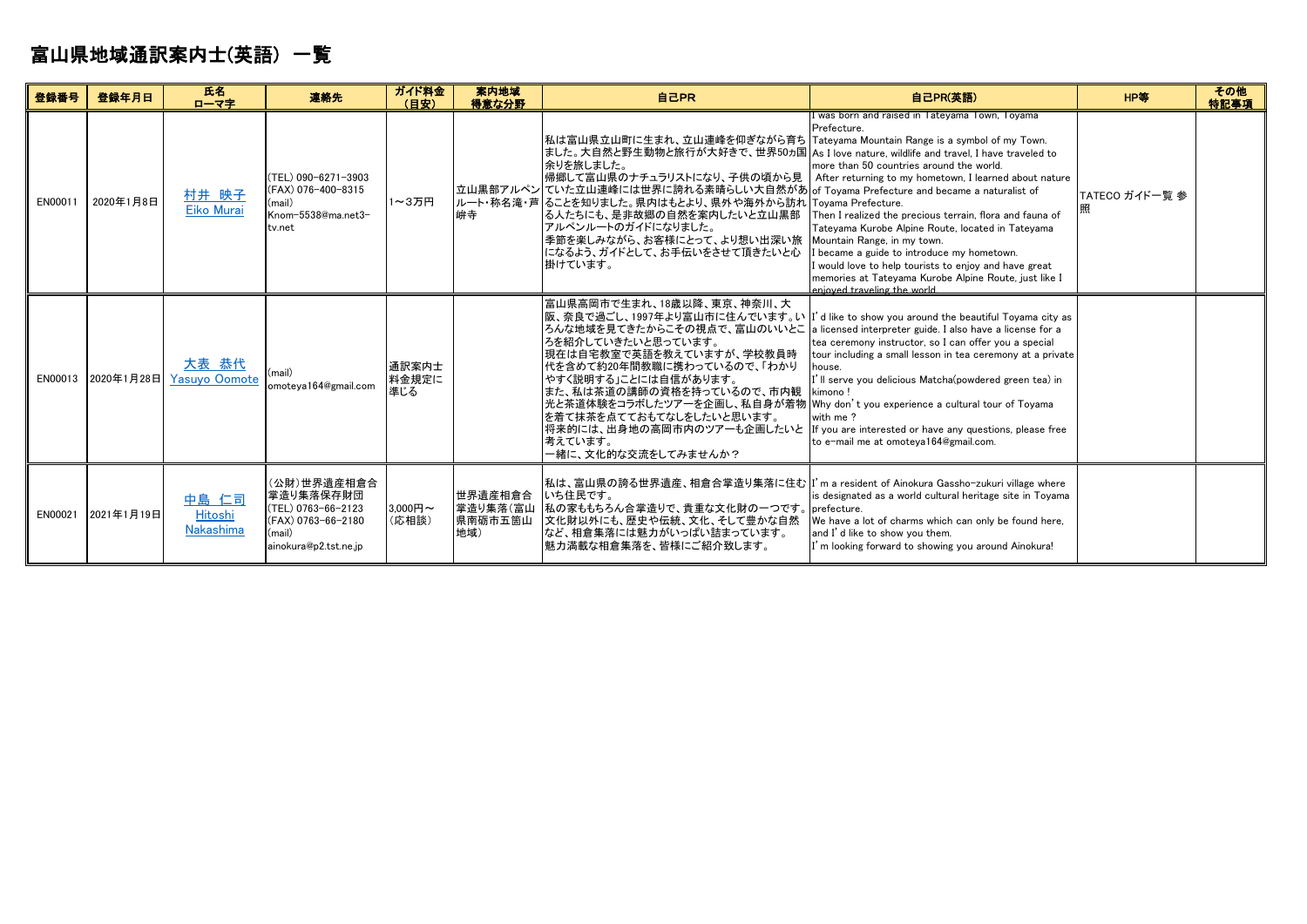# 富山県地域通訳案内士(英語) 一覧

| 登録番号 | 登録年月日 | 氏名<br>ローマ字 | 連絡先 | ガイド料金<br>(目安) | 案内地域<br>得意な分野 | 自己PR | 自己PR(英語) | HP等 | その他<br>特記事項 |
|---|---|---|---|---|---|---|---|---|---|
| EN00011 | 2020年1月8日 | 村井 映子<br>Eiko Murai | (TEL) 090-6271-3903<br>(FAX) 076-400-8315<br>(mail)<br>Knom-5538@ma.net3-tv.net | 1～3万円 | 立山黒部アルペンルート・称名滝・芦峅寺 | 私は富山県立山町に生まれ、立山連峰を仰ぎながら育ちました。大自然と野生動物と旅行が大好きで、世界50ヵ国余りを旅しました。<br>帰郷して富山県のナチュラリストになり、子供の頃から見ていた立山連峰には世界に誇れる素晴らしい大自然があることを知りました。県内はもとより、県外や海外から訪れる人たちにも、是非故郷の自然を案内したいと立山黒部アルペンルートのガイドになりました。<br>季節を楽しみながら、お客様にとって、より想い出深い旅になるよう、ガイドとして、お手伝いをさせて頂きたいと心掛けています。 | I was born and raised in Tateyama Town, Toyama Prefecture.<br>Tateyama Mountain Range is a symbol of my Town.<br>As I love nature, wildlife and travel, I have traveled to more than 50 countries around the world.<br>After returning to my hometown, I learned about nature of Toyama Prefecture and became a naturalist of Toyama Prefecture.<br>Then I realized the precious terrain, flora and fauna of Tateyama Kurobe Alpine Route, located in Tateyama Mountain Range, in my town.<br>I became a guide to introduce my hometown.<br>I would love to help tourists to enjoy and have great memories at Tateyama Kurobe Alpine Route, just like I enjoyed traveling the world. | TATECO ガイド一覧 参照 | |
| EN00013 | 2020年1月28日 | 大表 恭代<br>Yasuyo Oomote | (mail)<br>omoteya164@gmail.com | 通訳案内士料金規定に準じる | | 富山県高岡市で生まれ、18歳以降、東京、神奈川、大阪、奈良で過ごし、1997年より富山市に住んでいます。いろんな地域を見てきたからこその視点で、富山のいいところを紹介していきたいと思っています。<br>現在は自宅教室で英語を教えていますが、学校教員時代を含めて約20年間教職に携わっているので、「わかりやすく説明する」ことには自信があります。<br>また、私は茶道の講師の資格を持っているので、市内観光と茶道体験をコラボしたツアーを企画し、私自身が着物を着て抹茶を点てておもてなしをしたいと思います。<br>将来的には、出身地の高岡市内のツアーも企画したいと考えています。<br>一緒に、文化的な交流をしてみませんか？ | I' d like to show you around the beautiful Toyama city as a licensed interpreter guide. I also have a license for a tea ceremony instructor, so I can offer you a special tour including a small lesson in tea ceremony at a private house.<br>I' ll serve you delicious Matcha(powdered green tea) in kimono !<br>Why don' t you experience a cultural tour of Toyama with me ?<br>If you are interested or have any questions, please free to e-mail me at omoteya164@gmail.com. | | |
| EN00021 | 2021年1月19日 | 中島 仁司<br>Hitoshi Nakashima | (公財)世界遺産相倉合掌造り集落保存財団<br>(TEL) 0763-66-2123<br>(FAX) 0763-66-2180<br>(mail)<br>ainokura@p2.tst.ne.jp | 3,000円～<br>(応相談) | 世界遺産相倉合掌造り集落(富山県南砺市五箇山地域) | 私は、富山県の誇る世界遺産、相倉合掌造り集落に住む いち住民です。<br>私の家ももちろん合掌造りで、貴重な文化財の一つです。文化財以外にも、歴史や伝統、文化、そして豊かな自然など、相倉集落には魅力がいっぱい詰まっています。<br>魅力満載な相倉集落を、皆様にご紹介致します。 | I' m a resident of Ainokura Gassho-zukuri village where is designated as a world cultural heritage site in Toyama prefecture.<br>We have a lot of charms which can only be found here, and I' d like to show you them.<br>I' m looking forward to showing you around Ainokura! | | |